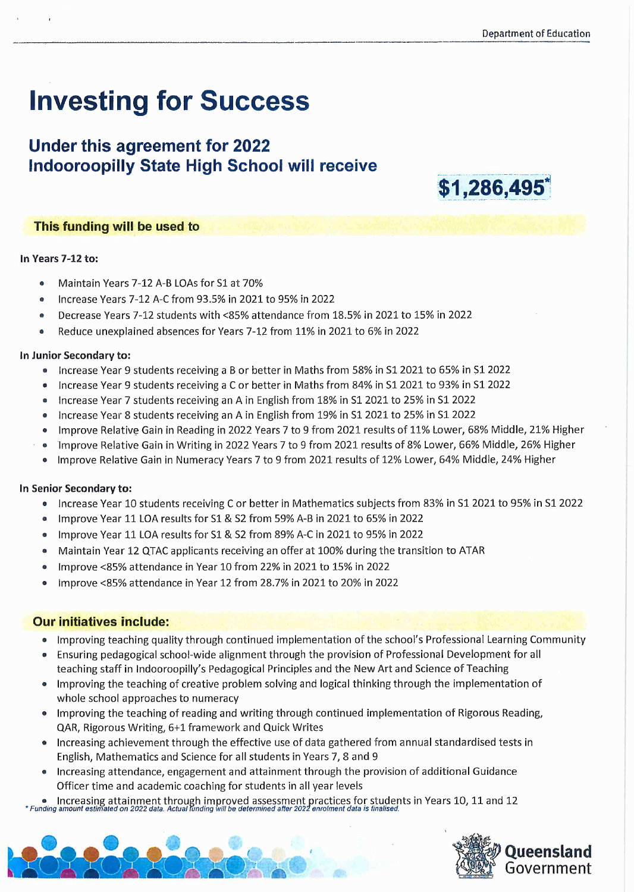# Investing for Success

## Under this agreement for 2022 Indooroopilly State High School will receive

**$1,286,495***

### This funding will be used to

**In Years 7-12 to:**

- Maintain Years 7-12 A-B LOAs for S1 at 70%
- Increase Years 7-12 A-C from 93.5% in 2021 to 95% in 2022
- Decrease Years 7-12 students with <85% attendance from 18.5% in 2021 to 15% in 2022
- Reduce unexplained absences for Years 7-12 from 11% in 2021 to 6% in 2022

**In Junior Secondary to:**

- Increase Year 9 students receiving a B or better in Maths from 58% in S1 2021 to 65% in S1 2022
- Increase Year 9 students receiving a C or better in Maths from 84% in S1 2021 to 93% in S1 2022
- Increase Year 7 students receiving an A in English from 18% in S1 2021 to 25% in S1 2022
- Increase Year 8 students receiving an A in English from 19% in S1 2021 to 25% in S1 2022
- Improve Relative Gain in Reading in 2022 Years 7 to 9 from 2021 results of 11% Lower, 68% Middle, 21% Higher
- Improve Relative Gain in Writing in 2022 Years 7 to 9 from 2021 results of 8% Lower, 66% Middle, 26% Higher
- Improve Relative Gain in Numeracy Years 7 to 9 from 2021 results of 12% Lower, 64% Middle, 24% Higher

**In Senior Secondary to:**

- Increase Year 10 students receiving C or better in Mathematics subjects from 83% in S1 2021 to 95% in S1 2022
- Improve Year 11 LOA results for S1 & S2 from 59% A-B in 2021 to 65% in 2022
- Improve Year 11 LOA results for S1 & S2 from 89% A-C in 2021 to 95% in 2022
- Maintain Year 12 QTAC applicants receiving an offer at 100% during the transition to ATAR
- Improve <85% attendance in Year 10 from 22% in 2021 to 15% in 2022
- Improve <85% attendance in Year 12 from 28.7% in 2021 to 20% in 2022

### Our initiatives include:

- Improving teaching quality through continued implementation of the school's Professional Learning Community
- Ensuring pedagogical school-wide alignment through the provision of Professional Development for all teaching staff in Indooroopilly's Pedagogical Principles and the New Art and Science of Teaching
- Improving the teaching of creative problem solving and logical thinking through the implementation of whole school approaches to numeracy
- Improving the teaching of reading and writing through continued implementation of Rigorous Reading, QAR, Rigorous Writing, 6+1 framework and Quick Writes
- Increasing achievement through the effective use of data gathered from annual standardised tests in English, Mathematics and Science for all students in Years 7, 8 and 9
- Increasing attendance, engagement and attainment through the provision of additional Guidance Officer time and academic coaching for students in all year levels
- Increasing attainment through improved assessment practices for students in Years 10, 11 and 12

*\* Funding amount estimated on 2022 data. Actual funding will be determined after 2022 enrolment data is finalised.*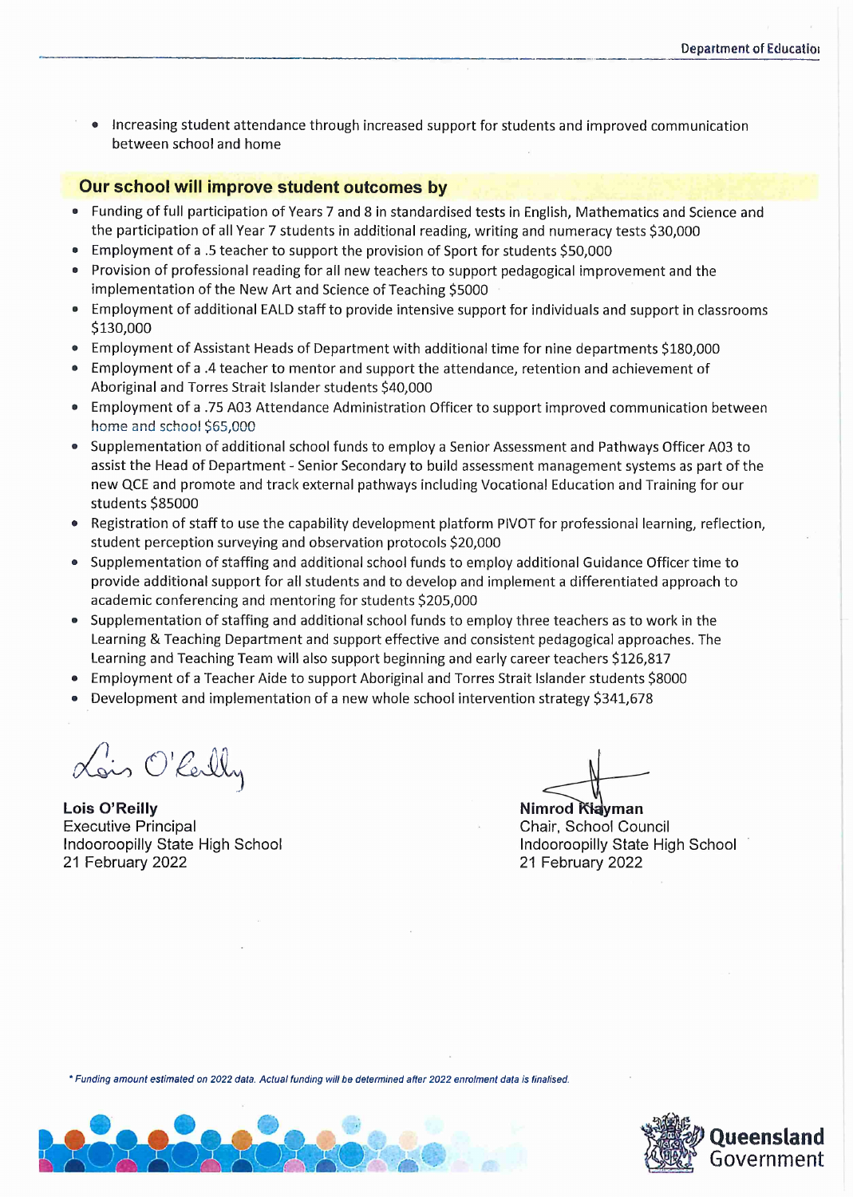- Increasing student attendance through increased support for students and improved communication between school and home

## Our school will improve student outcomes by

- Funding of full participation of Years 7 and 8 in standardised tests in English, Mathematics and Science and the participation of all Year 7 students in additional reading, writing and numeracy tests $30,000
- Employment of a .5 teacher to support the provision of Sport for students $50,000
- Provision of professional reading for all new teachers to support pedagogical improvement and the implementation of the New Art and Science of Teaching $5000
- Employment of additional EALD staff to provide intensive support for individuals and support in classrooms $130,000
- Employment of Assistant Heads of Department with additional time for nine departments $180,000
- Employment of a .4 teacher to mentor and support the attendance, retention and achievement of Aboriginal and Torres Strait Islander students $40,000
- Employment of a .75 A03 Attendance Administration Officer to support improved communication between home and school $65,000
- Supplementation of additional school funds to employ a Senior Assessment and Pathways Officer A03 to assist the Head of Department - Senior Secondary to build assessment management systems as part of the new QCE and promote and track external pathways including Vocational Education and Training for our students $85000
- Registration of staff to use the capability development platform PIVOT for professional learning, reflection, student perception surveying and observation protocols $20,000
- Supplementation of staffing and additional school funds to employ additional Guidance Officer time to provide additional support for all students and to develop and implement a differentiated approach to academic conferencing and mentoring for students $205,000
- Supplementation of staffing and additional school funds to employ three teachers as to work in the Learning & Teaching Department and support effective and consistent pedagogical approaches. The Learning and Teaching Team will also support beginning and early career teachers $126,817
- Employment of a Teacher Aide to support Aboriginal and Torres Strait Islander students $8000
- Development and implementation of a new whole school intervention strategy $341,678

**Lois O'Reilly**
Executive Principal
Indooroopilly State High School
21 February 2022

**Nimrod Klayman**
Chair, School Council
Indooroopilly State High School
21 February 2022

*\* Funding amount estimated on 2022 data. Actual funding will be determined after 2022 enrolment data is finalised.*